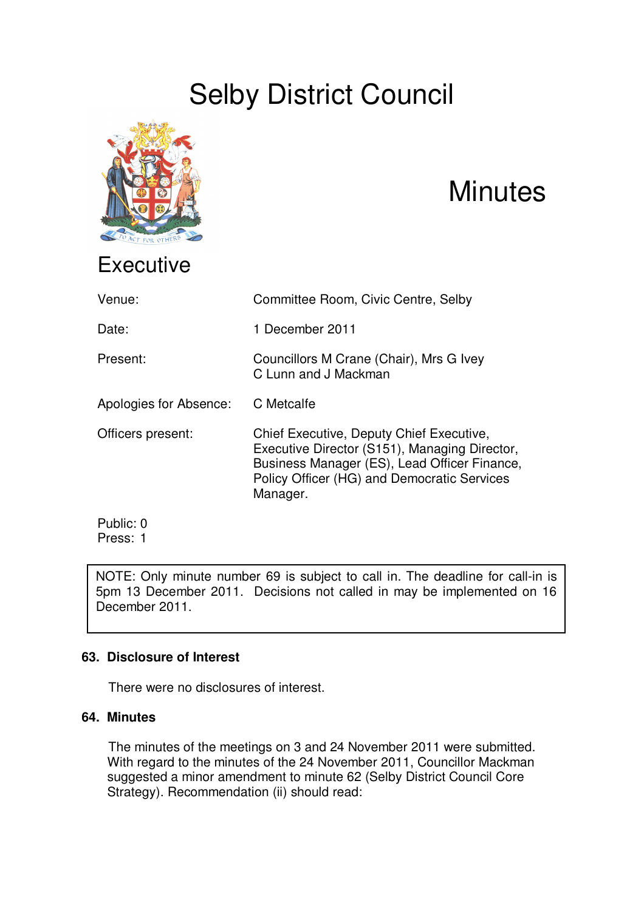# Selby District Council

# Minutes

## Executive

| | |
|---|---|
| Venue: | Committee Room, Civic Centre, Selby |
| Date: | 1 December 2011 |
| Present: | Councillors M Crane (Chair), Mrs G Ivey C Lunn and J Mackman |
| Apologies for Absence: | C Metcalfe |
| Officers present: | Chief Executive, Deputy Chief Executive, Executive Director (S151), Managing Director, Business Manager (ES), Lead Officer Finance, Policy Officer (HG) and Democratic Services Manager. |

Public: 0
Press: 1

> NOTE: Only minute number 69 is subject to call in. The deadline for call-in is 5pm 13 December 2011. Decisions not called in may be implemented on 16 December 2011.

### 63. Disclosure of Interest

There were no disclosures of interest.

### 64. Minutes

The minutes of the meetings on 3 and 24 November 2011 were submitted. With regard to the minutes of the 24 November 2011, Councillor Mackman suggested a minor amendment to minute 62 (Selby District Council Core Strategy). Recommendation (ii) should read: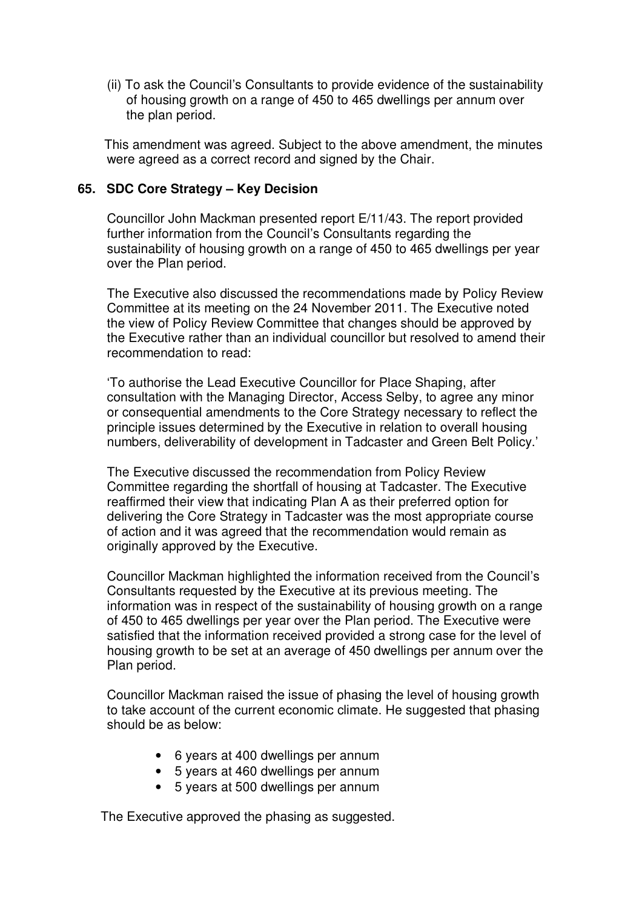(ii) To ask the Council's Consultants to provide evidence of the sustainability of housing growth on a range of 450 to 465 dwellings per annum over the plan period.

This amendment was agreed. Subject to the above amendment, the minutes were agreed as a correct record and signed by the Chair.

## 65. SDC Core Strategy – Key Decision

Councillor John Mackman presented report E/11/43. The report provided further information from the Council's Consultants regarding the sustainability of housing growth on a range of 450 to 465 dwellings per year over the Plan period.

The Executive also discussed the recommendations made by Policy Review Committee at its meeting on the 24 November 2011. The Executive noted the view of Policy Review Committee that changes should be approved by the Executive rather than an individual councillor but resolved to amend their recommendation to read:

'To authorise the Lead Executive Councillor for Place Shaping, after consultation with the Managing Director, Access Selby, to agree any minor or consequential amendments to the Core Strategy necessary to reflect the principle issues determined by the Executive in relation to overall housing numbers, deliverability of development in Tadcaster and Green Belt Policy.'

The Executive discussed the recommendation from Policy Review Committee regarding the shortfall of housing at Tadcaster. The Executive reaffirmed their view that indicating Plan A as their preferred option for delivering the Core Strategy in Tadcaster was the most appropriate course of action and it was agreed that the recommendation would remain as originally approved by the Executive.

Councillor Mackman highlighted the information received from the Council's Consultants requested by the Executive at its previous meeting. The information was in respect of the sustainability of housing growth on a range of 450 to 465 dwellings per year over the Plan period. The Executive were satisfied that the information received provided a strong case for the level of housing growth to be set at an average of 450 dwellings per annum over the Plan period.

Councillor Mackman raised the issue of phasing the level of housing growth to take account of the current economic climate. He suggested that phasing should be as below:

- 6 years at 400 dwellings per annum
- 5 years at 460 dwellings per annum
- 5 years at 500 dwellings per annum

The Executive approved the phasing as suggested.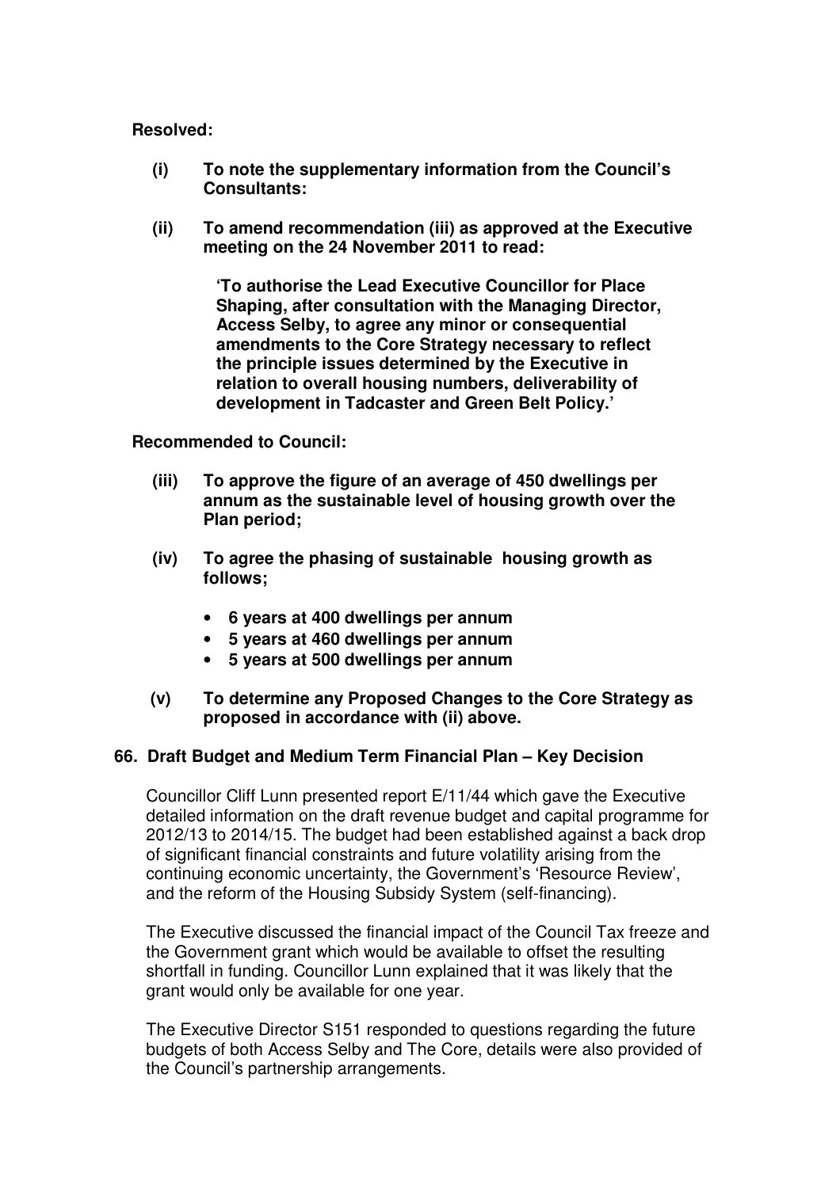**Resolved:**

- **(i)** **To note the supplementary information from the Council's Consultants:**

- **(ii)** **To amend recommendation (iii) as approved at the Executive meeting on the 24 November 2011 to read:**

  **'To authorise the Lead Executive Councillor for Place Shaping, after consultation with the Managing Director, Access Selby, to agree any minor or consequential amendments to the Core Strategy necessary to reflect the principle issues determined by the Executive in relation to overall housing numbers, deliverability of development in Tadcaster and Green Belt Policy.'**

**Recommended to Council:**

- **(iii)** **To approve the figure of an average of 450 dwellings per annum as the sustainable level of housing growth over the Plan period;**

- **(iv)** **To agree the phasing of sustainable housing growth as follows;**

  - **6 years at 400 dwellings per annum**
  - **5 years at 460 dwellings per annum**
  - **5 years at 500 dwellings per annum**

- **(v)** **To determine any Proposed Changes to the Core Strategy as proposed in accordance with (ii) above.**

## 66. Draft Budget and Medium Term Financial Plan – Key Decision

Councillor Cliff Lunn presented report E/11/44 which gave the Executive detailed information on the draft revenue budget and capital programme for 2012/13 to 2014/15. The budget had been established against a back drop of significant financial constraints and future volatility arising from the continuing economic uncertainty, the Government's 'Resource Review', and the reform of the Housing Subsidy System (self-financing).

The Executive discussed the financial impact of the Council Tax freeze and the Government grant which would be available to offset the resulting shortfall in funding. Councillor Lunn explained that it was likely that the grant would only be available for one year.

The Executive Director S151 responded to questions regarding the future budgets of both Access Selby and The Core, details were also provided of the Council's partnership arrangements.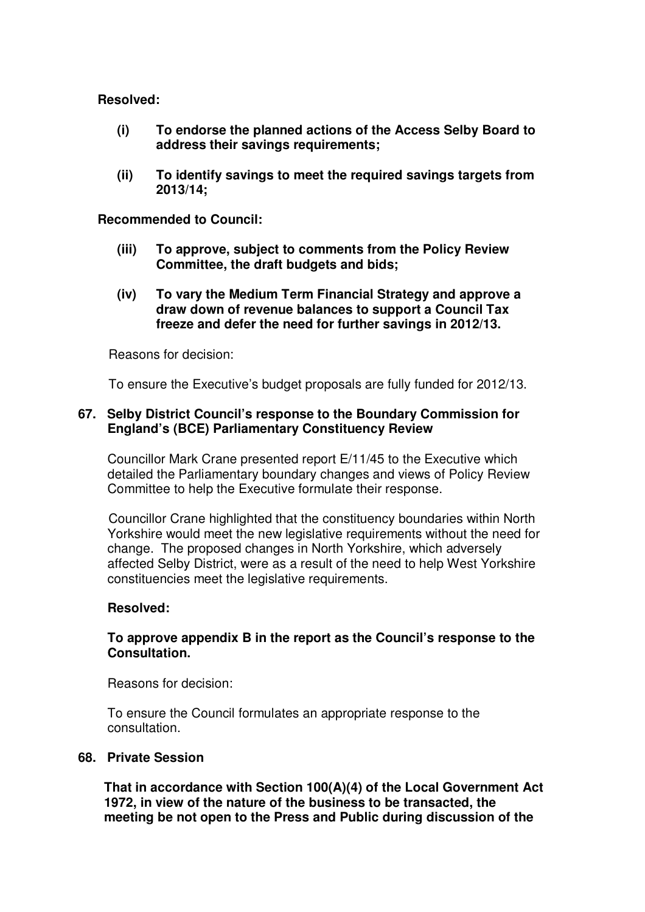**Resolved:**

**(i) To endorse the planned actions of the Access Selby Board to address their savings requirements;**

**(ii) To identify savings to meet the required savings targets from 2013/14;**

**Recommended to Council:**

**(iii) To approve, subject to comments from the Policy Review Committee, the draft budgets and bids;**

**(iv) To vary the Medium Term Financial Strategy and approve a draw down of revenue balances to support a Council Tax freeze and defer the need for further savings in 2012/13.**

Reasons for decision:

To ensure the Executive's budget proposals are fully funded for 2012/13.

**67. Selby District Council's response to the Boundary Commission for England's (BCE) Parliamentary Constituency Review**

Councillor Mark Crane presented report E/11/45 to the Executive which detailed the Parliamentary boundary changes and views of Policy Review Committee to help the Executive formulate their response.

Councillor Crane highlighted that the constituency boundaries within North Yorkshire would meet the new legislative requirements without the need for change. The proposed changes in North Yorkshire, which adversely affected Selby District, were as a result of the need to help West Yorkshire constituencies meet the legislative requirements.

**Resolved:**

**To approve appendix B in the report as the Council's response to the Consultation.**

Reasons for decision:

To ensure the Council formulates an appropriate response to the consultation.

**68. Private Session**

**That in accordance with Section 100(A)(4) of the Local Government Act 1972, in view of the nature of the business to be transacted, the meeting be not open to the Press and Public during discussion of the**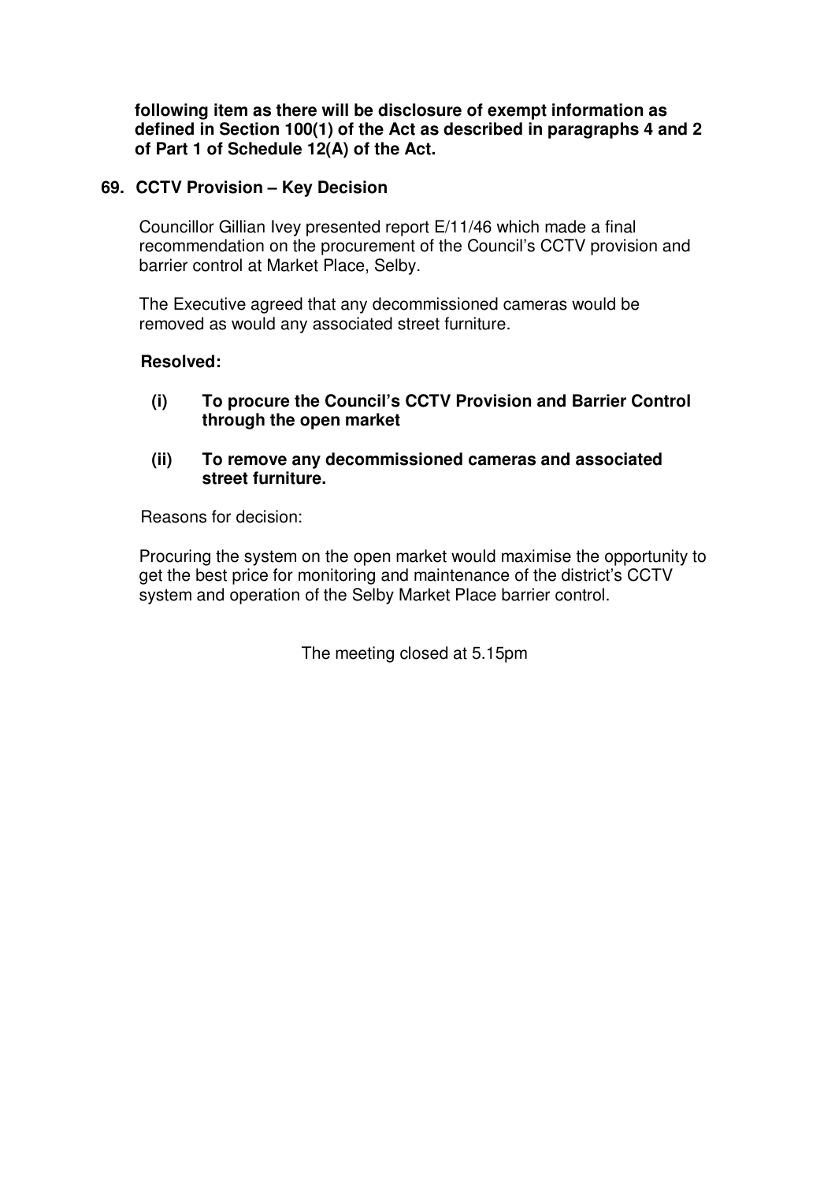**following item as there will be disclosure of exempt information as defined in Section 100(1) of the Act as described in paragraphs 4 and 2 of Part 1 of Schedule 12(A) of the Act.**

## 69. CCTV Provision – Key Decision

Councillor Gillian Ivey presented report E/11/46 which made a final recommendation on the procurement of the Council's CCTV provision and barrier control at Market Place, Selby.

The Executive agreed that any decommissioned cameras would be removed as would any associated street furniture.

**Resolved:**

**(i) To procure the Council's CCTV Provision and Barrier Control through the open market**

**(ii) To remove any decommissioned cameras and associated street furniture.**

Reasons for decision:

Procuring the system on the open market would maximise the opportunity to get the best price for monitoring and maintenance of the district's CCTV system and operation of the Selby Market Place barrier control.

The meeting closed at 5.15pm